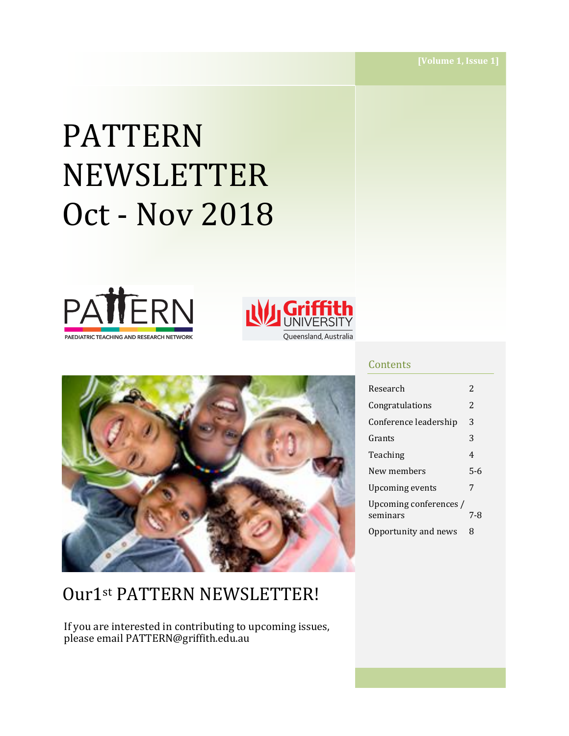[Volume 1, Issue 1]

# PATTERN NEWSLETTER Oct - Nov 2018

## Contents

| | |
|---|---|
| Research | 2 |
| Congratulations | 2 |
| Conference leadership | 3 |
| Grants | 3 |
| Teaching | 4 |
| New members | 5-6 |
| Upcoming events | 7 |
| Upcoming conferences / seminars | 7-8 |
| Opportunity and news | 8 |

## Our 1st PATTERN NEWSLETTER!

If you are interested in contributing to upcoming issues, please email PATTERN@griffith.edu.au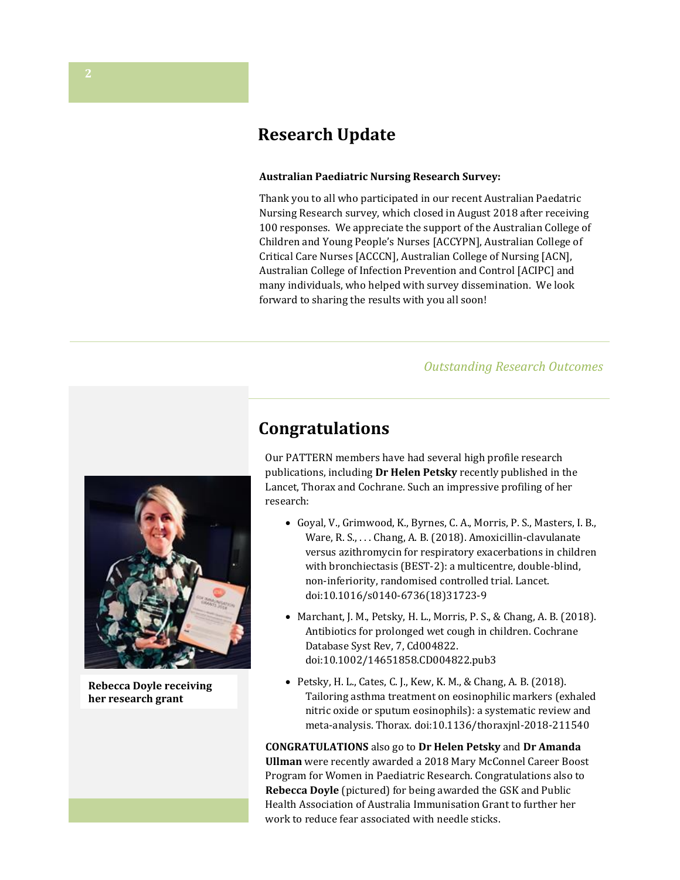# Research Update

**Australian Paediatric Nursing Research Survey:**

Thank you to all who participated in our recent Australian Paedatric Nursing Research survey, which closed in August 2018 after receiving 100 responses. We appreciate the support of the Australian College of Children and Young People's Nurses [ACCYPN], Australian College of Critical Care Nurses [ACCCN], Australian College of Nursing [ACN], Australian College of Infection Prevention and Control [ACIPC] and many individuals, who helped with survey dissemination. We look forward to sharing the results with you all soon!

*Outstanding Research Outcomes*

# Congratulations

Our PATTERN members have had several high profile research publications, including **Dr Helen Petsky** recently published in the Lancet, Thorax and Cochrane. Such an impressive profiling of her research:

- Goyal, V., Grimwood, K., Byrnes, C. A., Morris, P. S., Masters, I. B., Ware, R. S., . . . Chang, A. B. (2018). Amoxicillin-clavulanate versus azithromycin for respiratory exacerbations in children with bronchiectasis (BEST-2): a multicentre, double-blind, non-inferiority, randomised controlled trial. Lancet. doi:10.1016/s0140-6736(18)31723-9
- Marchant, J. M., Petsky, H. L., Morris, P. S., & Chang, A. B. (2018). Antibiotics for prolonged wet cough in children. Cochrane Database Syst Rev, 7, Cd004822. doi:10.1002/14651858.CD004822.pub3
- Petsky, H. L., Cates, C. J., Kew, K. M., & Chang, A. B. (2018). Tailoring asthma treatment on eosinophilic markers (exhaled nitric oxide or sputum eosinophils): a systematic review and meta-analysis. Thorax. doi:10.1136/thoraxjnl-2018-211540

**CONGRATULATIONS** also go to **Dr Helen Petsky** and **Dr Amanda Ullman** were recently awarded a 2018 Mary McConnel Career Boost Program for Women in Paediatric Research. Congratulations also to **Rebecca Doyle** (pictured) for being awarded the GSK and Public Health Association of Australia Immunisation Grant to further her work to reduce fear associated with needle sticks.

**Rebecca Doyle receiving her research grant**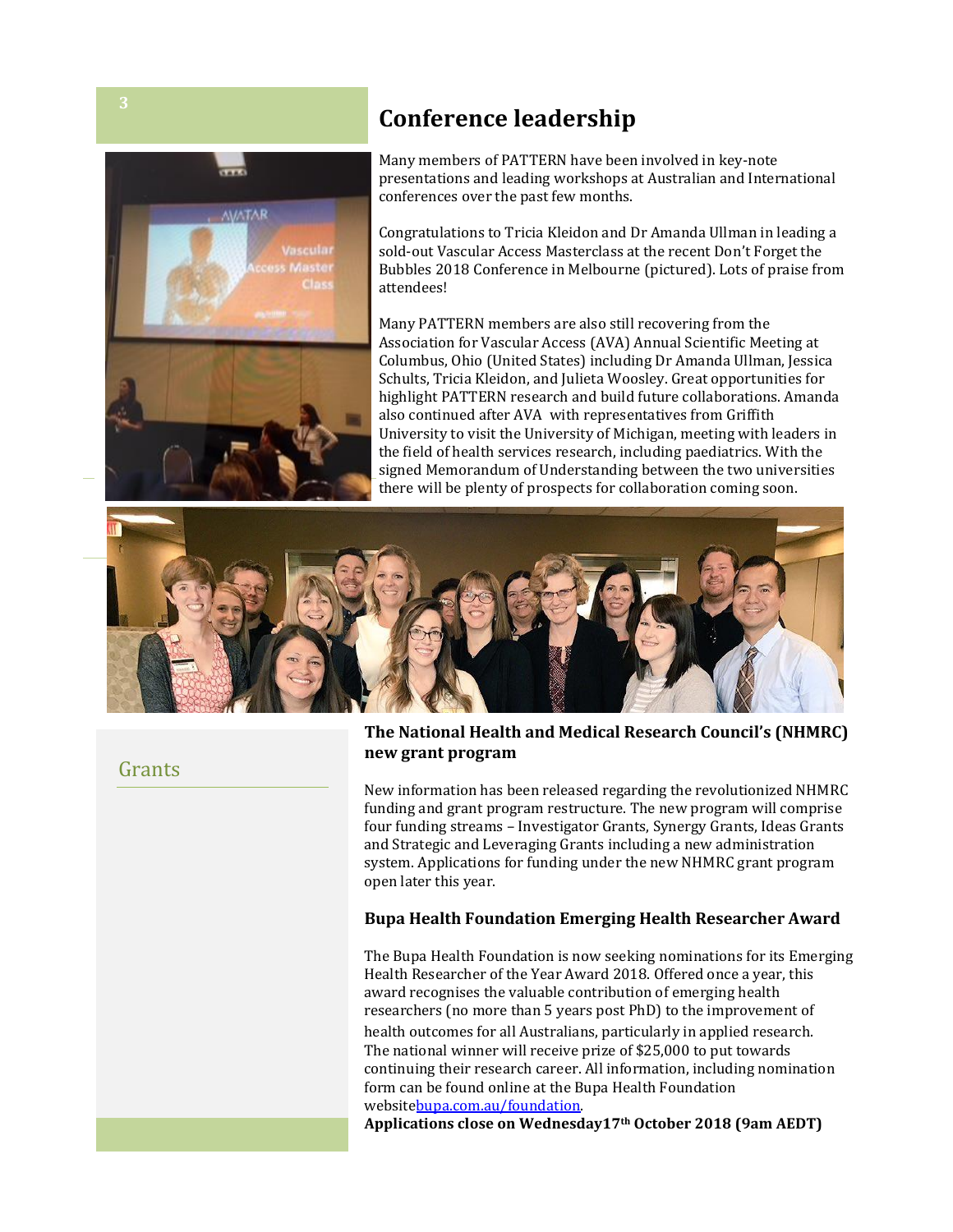# Conference leadership

Many members of PATTERN have been involved in key-note presentations and leading workshops at Australian and International conferences over the past few months.

Congratulations to Tricia Kleidon and Dr Amanda Ullman in leading a sold-out Vascular Access Masterclass at the recent Don't Forget the Bubbles 2018 Conference in Melbourne (pictured). Lots of praise from attendees!

Many PATTERN members are also still recovering from the Association for Vascular Access (AVA) Annual Scientific Meeting at Columbus, Ohio (United States) including Dr Amanda Ullman, Jessica Schults, Tricia Kleidon, and Julieta Woosley. Great opportunities for highlight PATTERN research and build future collaborations. Amanda also continued after AVA with representatives from Griffith University to visit the University of Michigan, meeting with leaders in the field of health services research, including paediatrics. With the signed Memorandum of Understanding between the two universities there will be plenty of prospects for collaboration coming soon.

## Grants

### The National Health and Medical Research Council's (NHMRC) new grant program

New information has been released regarding the revolutionized NHMRC funding and grant program restructure. The new program will comprise four funding streams – Investigator Grants, Synergy Grants, Ideas Grants and Strategic and Leveraging Grants including a new administration system. Applications for funding under the new NHMRC grant program open later this year.

### Bupa Health Foundation Emerging Health Researcher Award

The Bupa Health Foundation is now seeking nominations for its Emerging Health Researcher of the Year Award 2018. Offered once a year, this award recognises the valuable contribution of emerging health researchers (no more than 5 years post PhD) to the improvement of health outcomes for all Australians, particularly in applied research. The national winner will receive prize of $25,000 to put towards continuing their research career. All information, including nomination form can be found online at the Bupa Health Foundation website[bupa.com.au/foundation](bupa.com.au/foundation).

**Applications close on Wednesday17th October 2018 (9am AEDT)**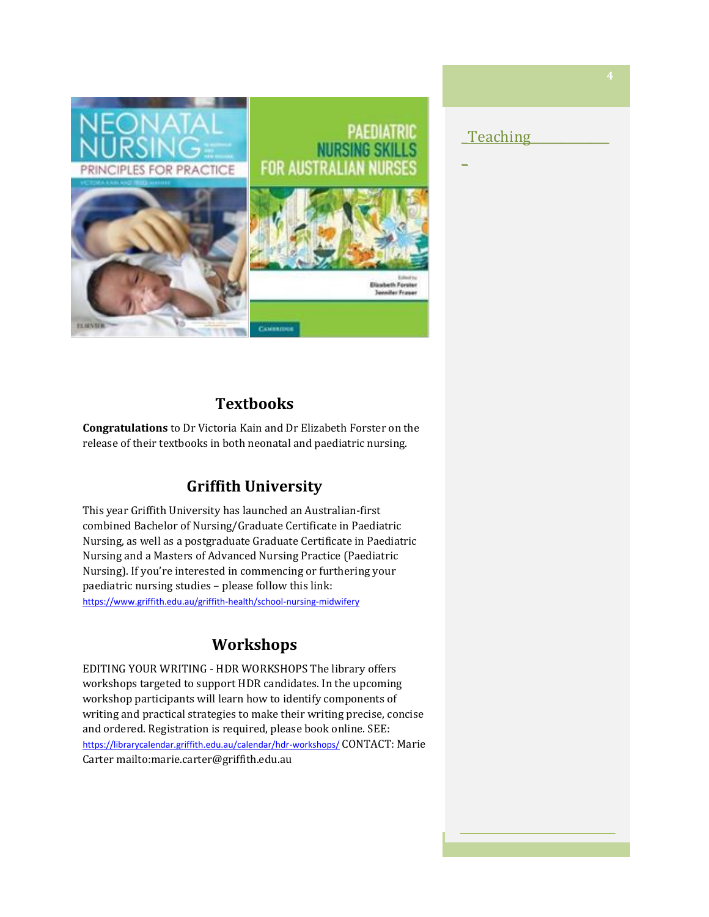## Teaching

## Textbooks

**Congratulations** to Dr Victoria Kain and Dr Elizabeth Forster on the release of their textbooks in both neonatal and paediatric nursing.

## Griffith University

This year Griffith University has launched an Australian-first combined Bachelor of Nursing/Graduate Certificate in Paediatric Nursing, as well as a postgraduate Graduate Certificate in Paediatric Nursing and a Masters of Advanced Nursing Practice (Paediatric Nursing). If you're interested in commencing or furthering your paediatric nursing studies – please follow this link: https://www.griffith.edu.au/griffith-health/school-nursing-midwifery

## Workshops

EDITING YOUR WRITING - HDR WORKSHOPS The library offers workshops targeted to support HDR candidates. In the upcoming workshop participants will learn how to identify components of writing and practical strategies to make their writing precise, concise and ordered. Registration is required, please book online. SEE: https://librarycalendar.griffith.edu.au/calendar/hdr-workshops/ CONTACT: Marie Carter mailto:marie.carter@griffith.edu.au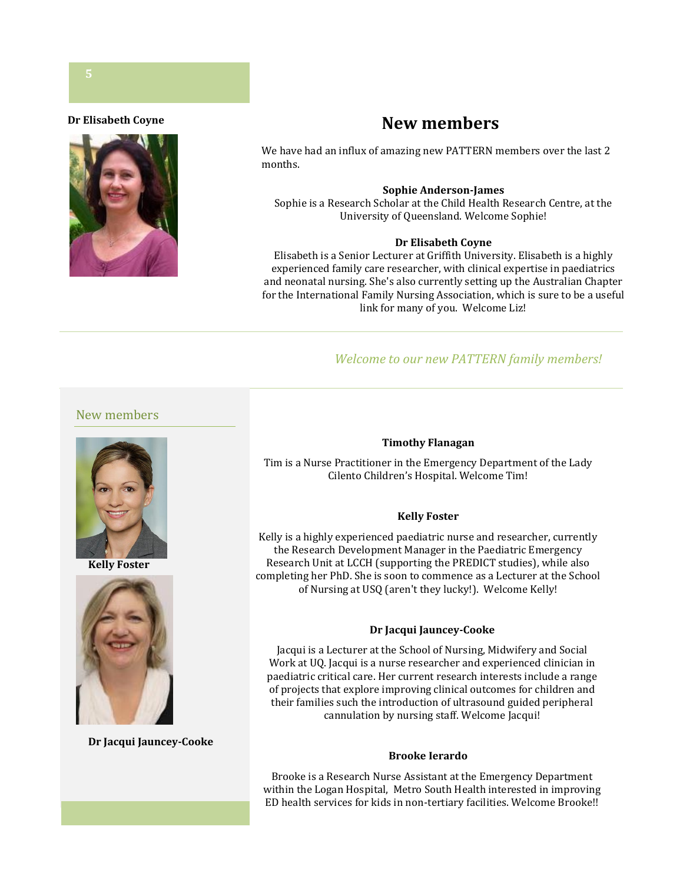**Dr Elisabeth Coyne**

# New members

We have had an influx of amazing new PATTERN members over the last 2 months.

**Sophie Anderson-James**

Sophie is a Research Scholar at the Child Health Research Centre, at the University of Queensland. Welcome Sophie!

**Dr Elisabeth Coyne**

Elisabeth is a Senior Lecturer at Griffith University. Elisabeth is a highly experienced family care researcher, with clinical expertise in paediatrics and neonatal nursing. She's also currently setting up the Australian Chapter for the International Family Nursing Association, which is sure to be a useful link for many of you. Welcome Liz!

---

*Welcome to our new PATTERN family members!*

---

## New members

**Kelly Foster**

**Dr Jacqui Jauncey-Cooke**

**Timothy Flanagan**

Tim is a Nurse Practitioner in the Emergency Department of the Lady Cilento Children's Hospital. Welcome Tim!

**Kelly Foster**

Kelly is a highly experienced paediatric nurse and researcher, currently the Research Development Manager in the Paediatric Emergency Research Unit at LCCH (supporting the PREDICT studies), while also completing her PhD. She is soon to commence as a Lecturer at the School of Nursing at USQ (aren't they lucky!). Welcome Kelly!

**Dr Jacqui Jauncey-Cooke**

Jacqui is a Lecturer at the School of Nursing, Midwifery and Social Work at UQ. Jacqui is a nurse researcher and experienced clinician in paediatric critical care. Her current research interests include a range of projects that explore improving clinical outcomes for children and their families such the introduction of ultrasound guided peripheral cannulation by nursing staff. Welcome Jacqui!

**Brooke Ierardo**

Brooke is a Research Nurse Assistant at the Emergency Department within the Logan Hospital, Metro South Health interested in improving ED health services for kids in non-tertiary facilities. Welcome Brooke!!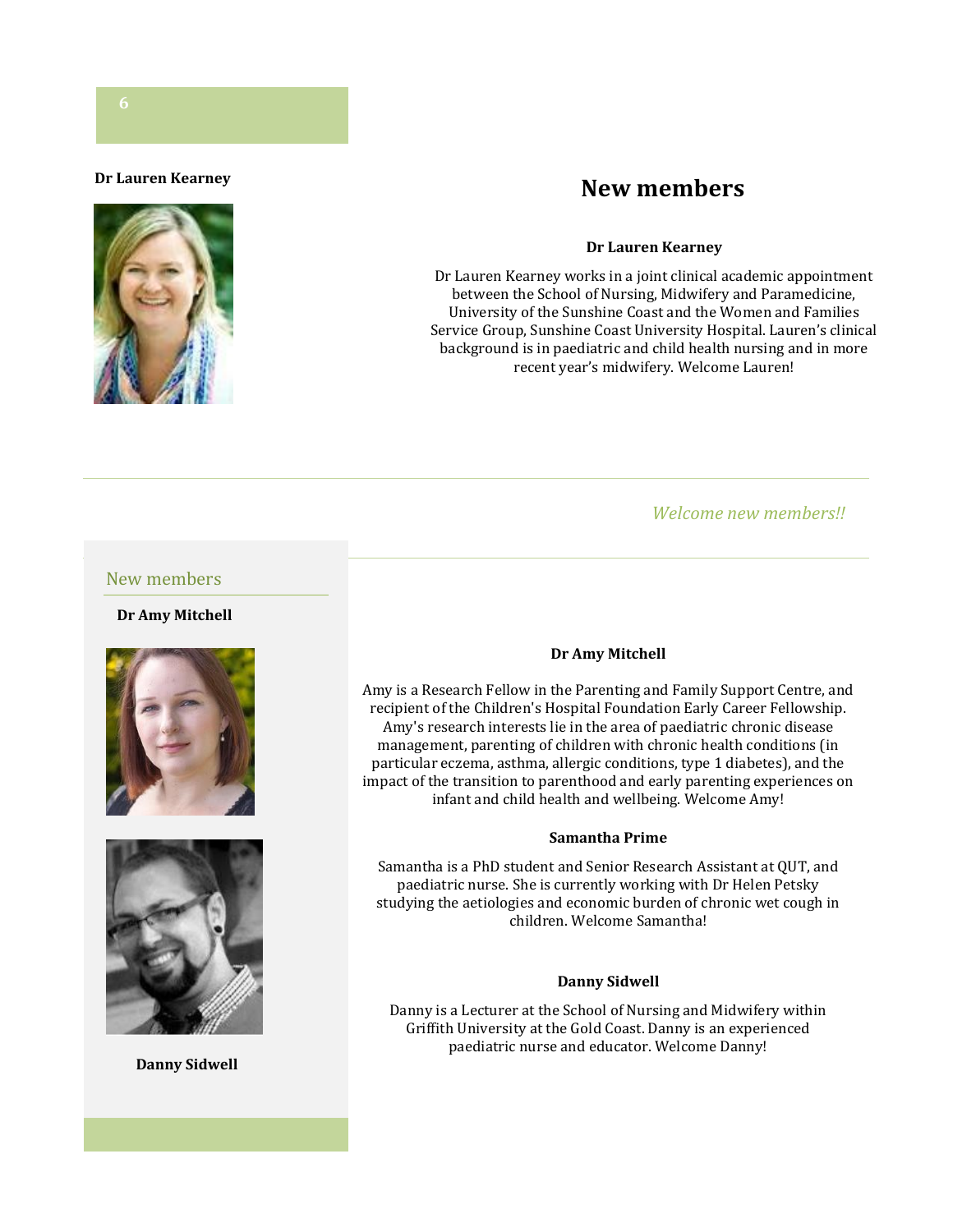Dr Lauren Kearney

# New members

**Dr Lauren Kearney**

Dr Lauren Kearney works in a joint clinical academic appointment between the School of Nursing, Midwifery and Paramedicine, University of the Sunshine Coast and the Women and Families Service Group, Sunshine Coast University Hospital. Lauren's clinical background is in paediatric and child health nursing and in more recent year's midwifery. Welcome Lauren!

*Welcome new members!!*

## New members

**Dr Amy Mitchell**

**Danny Sidwell**

**Dr Amy Mitchell**

Amy is a Research Fellow in the Parenting and Family Support Centre, and recipient of the Children's Hospital Foundation Early Career Fellowship. Amy's research interests lie in the area of paediatric chronic disease management, parenting of children with chronic health conditions (in particular eczema, asthma, allergic conditions, type 1 diabetes), and the impact of the transition to parenthood and early parenting experiences on infant and child health and wellbeing. Welcome Amy!

**Samantha Prime**

Samantha is a PhD student and Senior Research Assistant at QUT, and paediatric nurse. She is currently working with Dr Helen Petsky studying the aetiologies and economic burden of chronic wet cough in children. Welcome Samantha!

**Danny Sidwell**

Danny is a Lecturer at the School of Nursing and Midwifery within Griffith University at the Gold Coast. Danny is an experienced paediatric nurse and educator. Welcome Danny!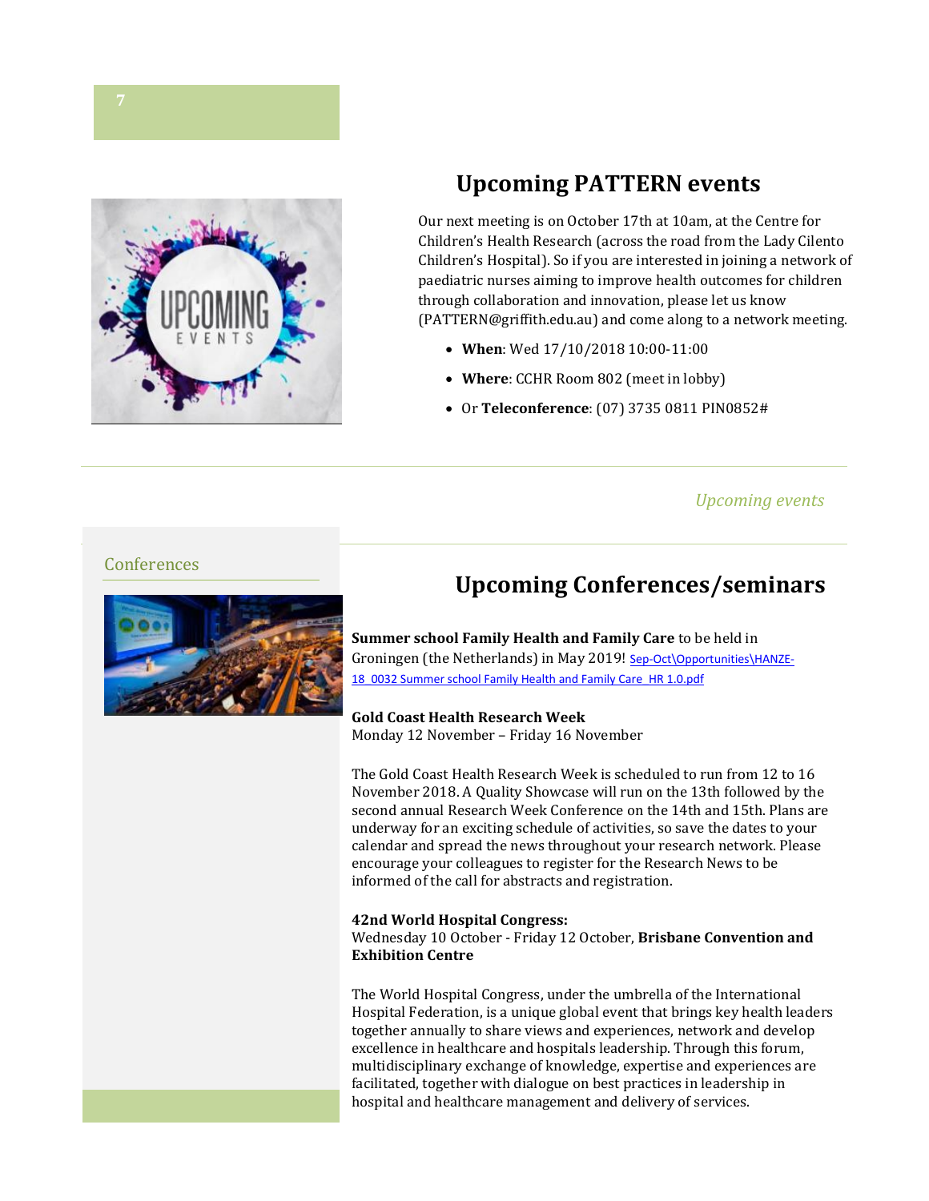## Upcoming PATTERN events

Our next meeting is on October 17th at 10am, at the Centre for Children's Health Research (across the road from the Lady Cilento Children's Hospital). So if you are interested in joining a network of paediatric nurses aiming to improve health outcomes for children through collaboration and innovation, please let us know (PATTERN@griffith.edu.au) and come along to a network meeting.

- **When**: Wed 17/10/2018 10:00-11:00
- **Where**: CCHR Room 802 (meet in lobby)
- Or **Teleconference**: (07) 3735 0811 PIN0852#

*Upcoming events*

Conferences

## Upcoming Conferences/seminars

**Summer school Family Health and Family Care** to be held in Groningen (the Netherlands) in May 2019! Sep-Oct\Opportunities\HANZE-18_0032 Summer school Family Health and Family Care_HR 1.0.pdf

**Gold Coast Health Research Week**
Monday 12 November – Friday 16 November

The Gold Coast Health Research Week is scheduled to run from 12 to 16 November 2018. A Quality Showcase will run on the 13th followed by the second annual Research Week Conference on the 14th and 15th. Plans are underway for an exciting schedule of activities, so save the dates to your calendar and spread the news throughout your research network. Please encourage your colleagues to register for the Research News to be informed of the call for abstracts and registration.

**42nd World Hospital Congress:**
Wednesday 10 October - Friday 12 October, **Brisbane Convention and Exhibition Centre**

The World Hospital Congress, under the umbrella of the International Hospital Federation, is a unique global event that brings key health leaders together annually to share views and experiences, network and develop excellence in healthcare and hospitals leadership. Through this forum, multidisciplinary exchange of knowledge, expertise and experiences are facilitated, together with dialogue on best practices in leadership in hospital and healthcare management and delivery of services.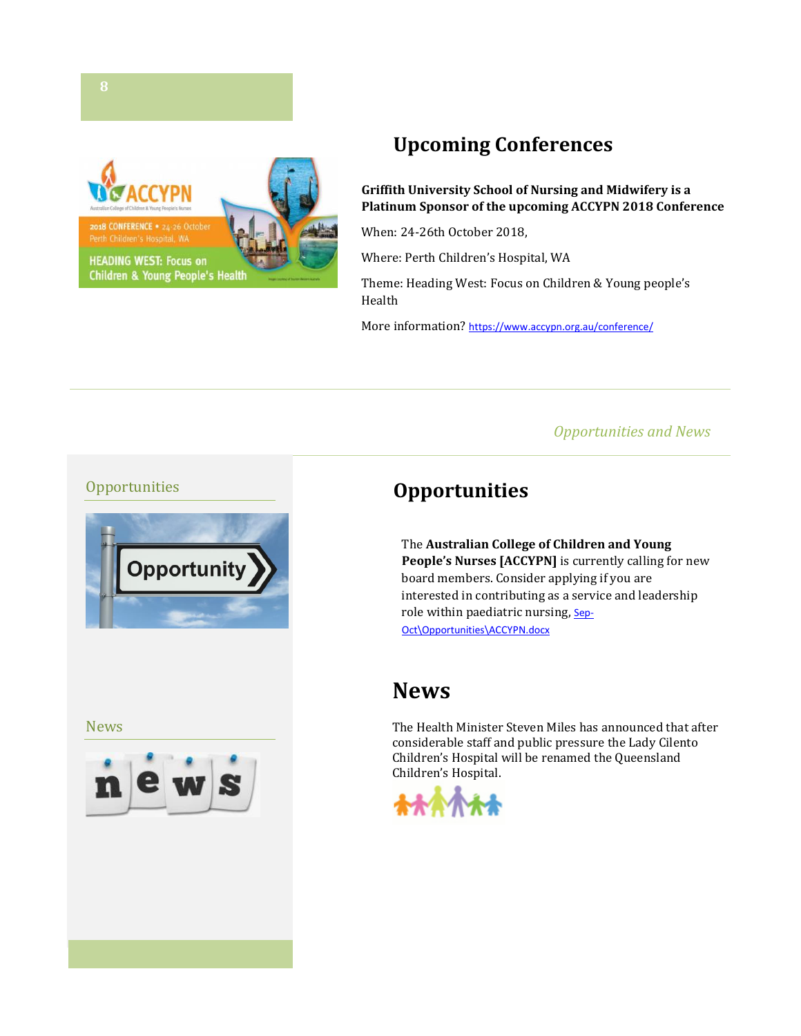## Upcoming Conferences

**Griffith University School of Nursing and Midwifery is a Platinum Sponsor of the upcoming ACCYPN 2018 Conference**

When: 24-26th October 2018,

Where: Perth Children's Hospital, WA

Theme: Heading West: Focus on Children & Young people's Health

More information? https://www.accypn.org.au/conference/

*Opportunities and News*

Opportunities

News

## Opportunities

The **Australian College of Children and Young People's Nurses [ACCYPN]** is currently calling for new board members. Consider applying if you are interested in contributing as a service and leadership role within paediatric nursing, Sep-Oct\Opportunities\ACCYPN.docx

## News

The Health Minister Steven Miles has announced that after considerable staff and public pressure the Lady Cilento Children's Hospital will be renamed the Queensland Children's Hospital.